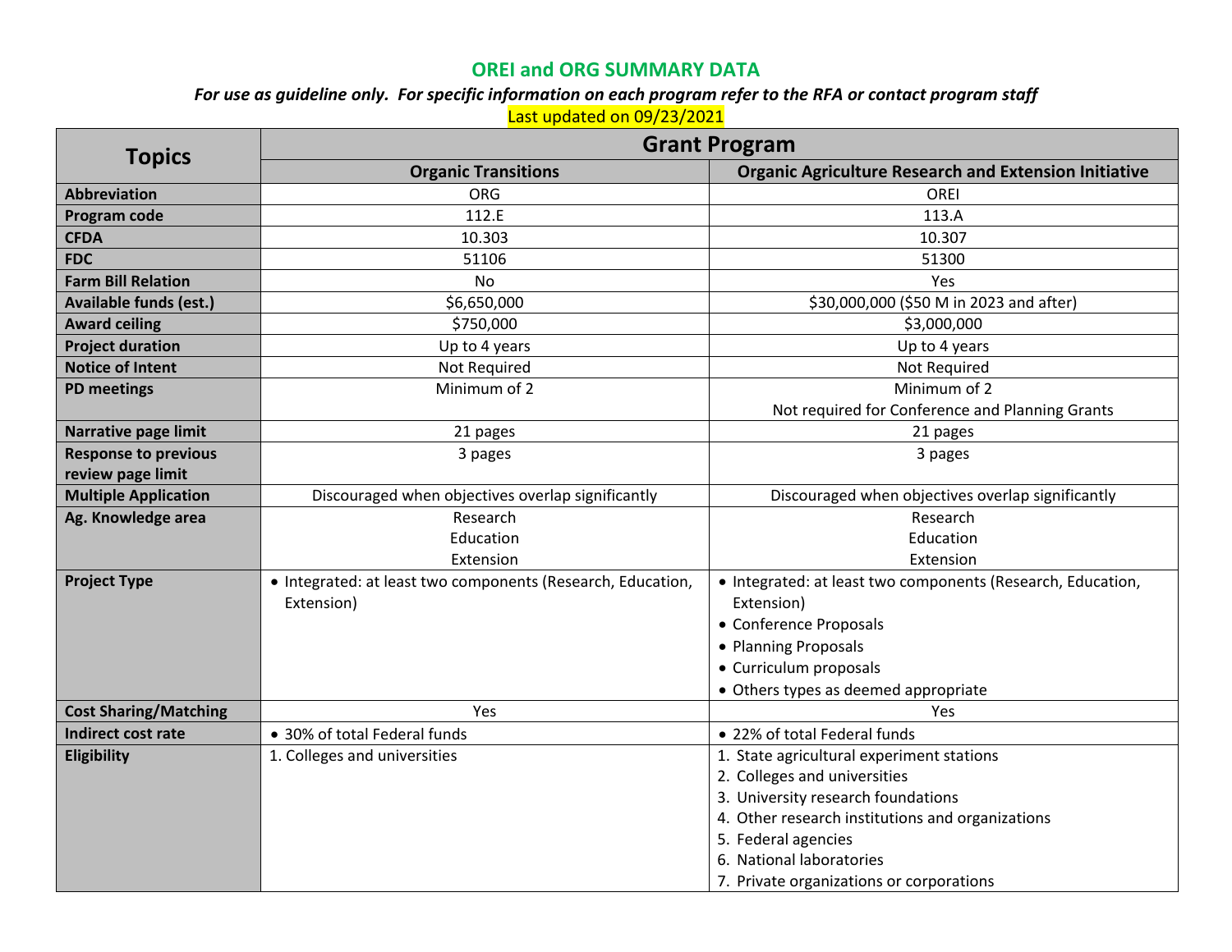# OREI and ORG SUMMARY DATA

***For use as guideline only. For specific information on each program refer to the RFA or contact program staff***

Last updated on 09/23/2021

| Topics | Grant Program | |
|---|---|---|
| | **Organic Transitions** | **Organic Agriculture Research and Extension Initiative** |
| **Abbreviation** | ORG | OREI |
| **Program code** | 112.E | 113.A |
| **CFDA** | 10.303 | 10.307 |
| **FDC** | 51106 | 51300 |
| **Farm Bill Relation** | No | Yes |
| **Available funds (est.)** | $6,650,000 | $30,000,000 ($50 M in 2023 and after) |
| **Award ceiling** | $750,000 | $3,000,000 |
| **Project duration** | Up to 4 years | Up to 4 years |
| **Notice of Intent** | Not Required | Not Required |
| **PD meetings** | Minimum of 2 | Minimum of 2<br>Not required for Conference and Planning Grants |
| **Narrative page limit** | 21 pages | 21 pages |
| **Response to previous review page limit** | 3 pages | 3 pages |
| **Multiple Application** | Discouraged when objectives overlap significantly | Discouraged when objectives overlap significantly |
| **Ag. Knowledge area** | Research<br>Education<br>Extension | Research<br>Education<br>Extension |
| **Project Type** | • Integrated: at least two components (Research, Education, Extension) | • Integrated: at least two components (Research, Education, Extension)<br>• Conference Proposals<br>• Planning Proposals<br>• Curriculum proposals<br>• Others types as deemed appropriate |
| **Cost Sharing/Matching** | Yes | Yes |
| **Indirect cost rate** | • 30% of total Federal funds | • 22% of total Federal funds |
| **Eligibility** | 1. Colleges and universities | 1. State agricultural experiment stations<br>2. Colleges and universities<br>3. University research foundations<br>4. Other research institutions and organizations<br>5. Federal agencies<br>6. National laboratories<br>7. Private organizations or corporations |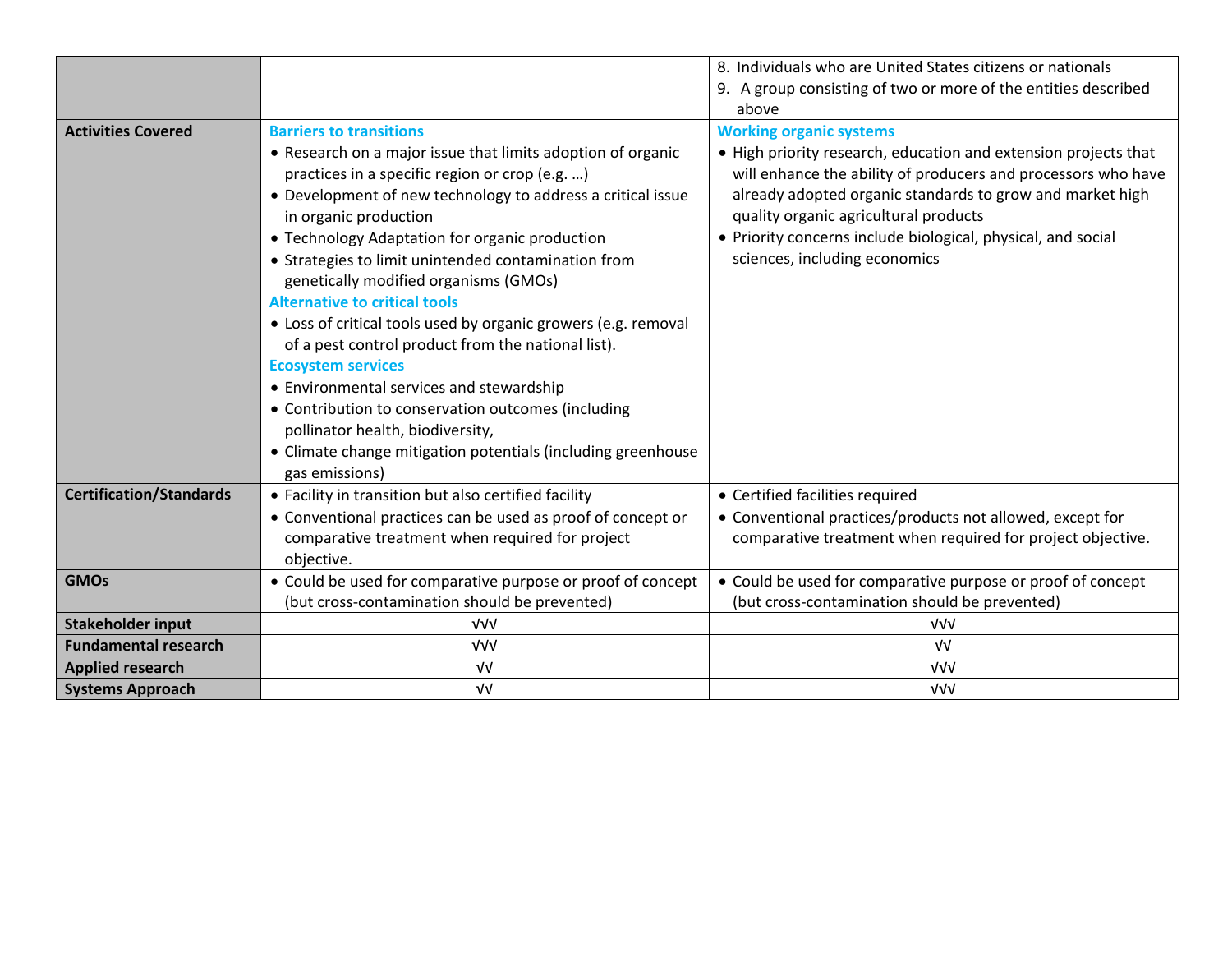| | | |
|---|---|---|
| | | 8. Individuals who are United States citizens or nationals<br>9. A group consisting of two or more of the entities described above |
| **Activities Covered** | **Barriers to transitions**<br>• Research on a major issue that limits adoption of organic practices in a specific region or crop (e.g. …)<br>• Development of new technology to address a critical issue in organic production<br>• Technology Adaptation for organic production<br>• Strategies to limit unintended contamination from genetically modified organisms (GMOs)<br>**Alternative to critical tools**<br>• Loss of critical tools used by organic growers (e.g. removal of a pest control product from the national list).<br>**Ecosystem services**<br>• Environmental services and stewardship<br>• Contribution to conservation outcomes (including pollinator health, biodiversity,<br>• Climate change mitigation potentials (including greenhouse gas emissions) | **Working organic systems**<br>• High priority research, education and extension projects that will enhance the ability of producers and processors who have already adopted organic standards to grow and market high quality organic agricultural products<br>• Priority concerns include biological, physical, and social sciences, including economics |
| **Certification/Standards** | • Facility in transition but also certified facility<br>• Conventional practices can be used as proof of concept or comparative treatment when required for project objective. | • Certified facilities required<br>• Conventional practices/products not allowed, except for comparative treatment when required for project objective. |
| **GMOs** | • Could be used for comparative purpose or proof of concept (but cross-contamination should be prevented) | • Could be used for comparative purpose or proof of concept (but cross-contamination should be prevented) |
| **Stakeholder input** | √√√ | √√√ |
| **Fundamental research** | √√√ | √√ |
| **Applied research** | √√ | √√√ |
| **Systems Approach** | √√ | √√√ |